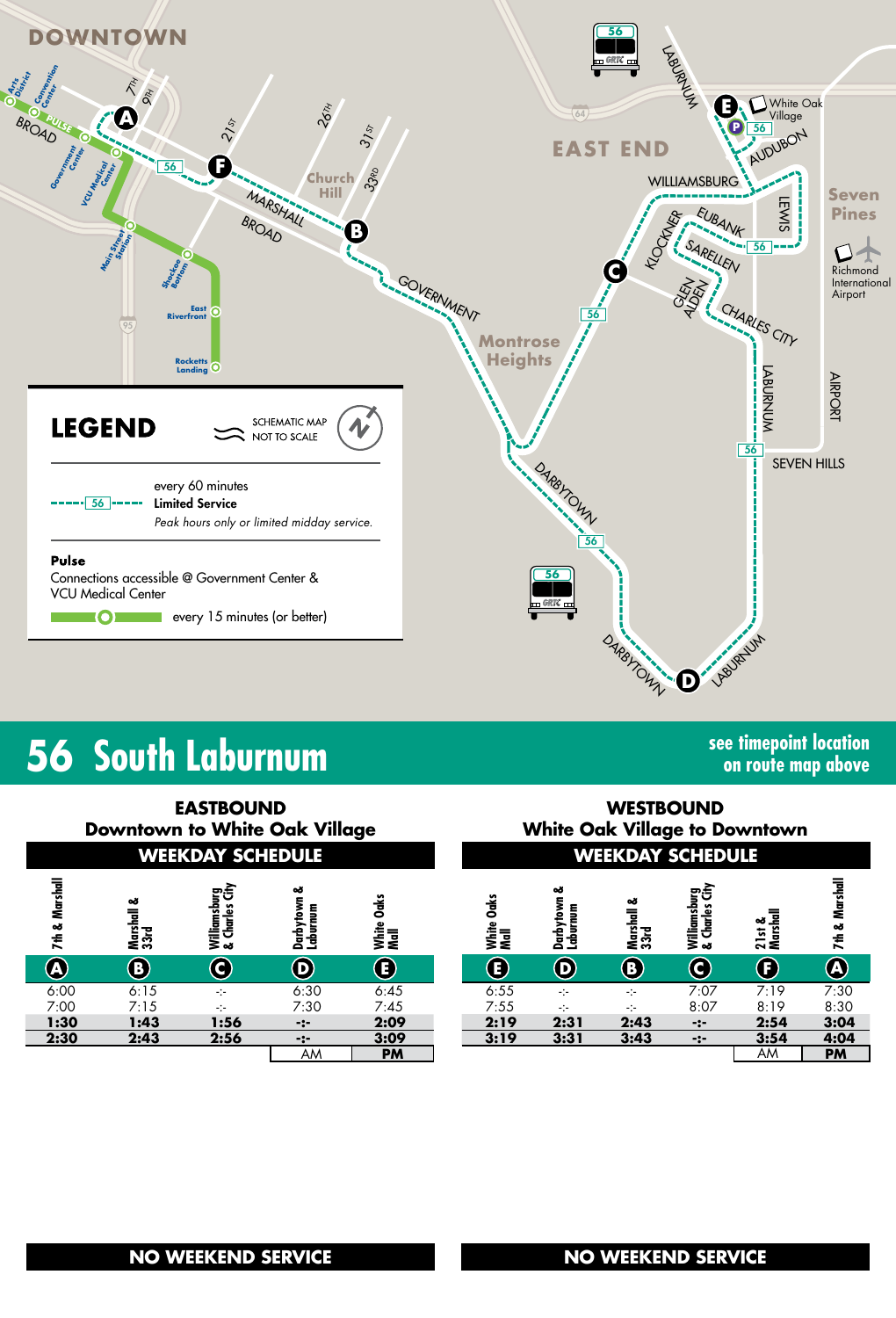DOWNTOWN

EAST END

Church Hill

Montrose Heights

Seven Pines

SEVEN HILLS

Richmond International Airport

White Oak Village

## LEGEND

SCHEMATIC MAP NOT TO SCALE

56 — every 60 minutes **Limited Service** *Peak hours only or limited midday service.*

**Pulse**
Connections accessible @ Government Center & VCU Medical Center
every 15 minutes (or better)

# 56 South Laburnum

**see timepoint location on route map above**

## EASTBOUND
### Downtown to White Oak Village

**WEEKDAY SCHEDULE**

| 7th & Marshall (A) | Marshall & 33rd (B) | Williamsburg & Charles City (C) | Darbytown & Laburnum (D) | White Oaks Mall (E) |
|---|---|---|---|---|
| 6:00 | 6:15 | -:- | 6:30 | 6:45 |
| 7:00 | 7:15 | -:- | 7:30 | 7:45 |
| **1:30** | **1:43** | **1:56** | **-:-** | **2:09** |
| **2:30** | **2:43** | **2:56** | **-:-** | **3:09** |

AM / **PM**

## WESTBOUND
### White Oak Village to Downtown

**WEEKDAY SCHEDULE**

| White Oaks Mall (E) | Darbytown & Laburnum (D) | Marshall & 33rd (B) | Williamsburg & Charles City (C) | 21st & Marshall (F) | 7th & Marshall (A) |
|---|---|---|---|---|---|
| 6:55 | -:- | -:- | 7:07 | 7:19 | 7:30 |
| 7:55 | -:- | -:- | 8:07 | 8:19 | 8:30 |
| **2:19** | **2:31** | **2:43** | **-:-** | **2:54** | **3:04** |
| **3:19** | **3:31** | **3:43** | **-:-** | **3:54** | **4:04** |

AM / **PM**

**NO WEEKEND SERVICE**

**NO WEEKEND SERVICE**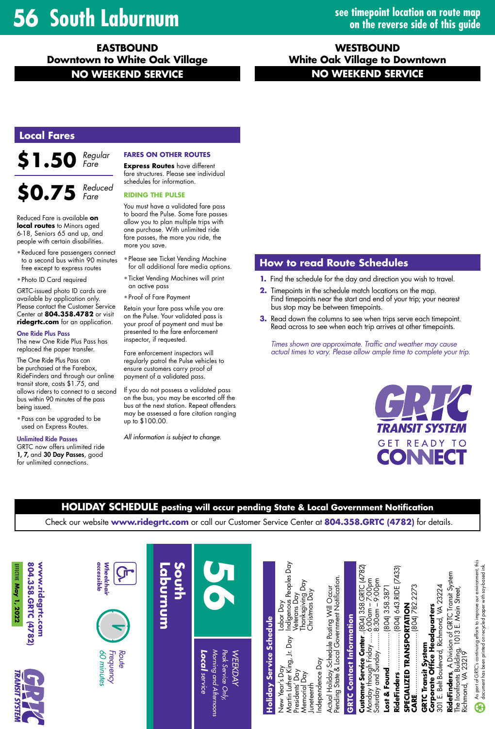# 56 South Laburnum

see timepoint location on route map on the reverse side of this guide

## EASTBOUND
**Downtown to White Oak Village**

**NO WEEKEND SERVICE**

## WESTBOUND
**White Oak Village to Downtown**

**NO WEEKEND SERVICE**

## Local Fares

**$1.50** Regular Fare

**$0.75** Reduced Fare

Reduced Fare is available **on local routes** to Minors aged 6-18, Seniors 65 and up, and people with certain disabilities.

- Reduced fare passengers connect to a second bus within 90 minutes free except to express routes
- Photo ID Card required

GRTC-issued photo ID cards are available by application only. Please contact the Customer Service Center at **804.358.4782** or visit **ridegrtc.com** for an application.

### One Ride Plus Pass

The new One Ride Plus Pass has replaced the paper transfer.

The One Ride Plus Pass can be purchased at the Farebox, RideFinders and through our online transit store, costs $1.75, and allows riders to connect to a second bus within 90 minutes of the pass being issued.

- Pass can be upgraded to be used on Express Routes.

### Unlimited Ride Passes

GRTC now offers unlimited ride **1, 7,** and **30 Day Passes**, good for unlimited connections.

### FARES ON OTHER ROUTES

**Express Routes** have different fare structures. Please see individual schedules for information.

### RIDING THE PULSE

You must have a validated fare pass to board the Pulse. Some fare passes allow you to plan multiple trips with one purchase. With unlimited ride fare passes, the more you ride, the more you save.

- Please see Ticket Vending Machine for all additional fare media options.
- Ticket Vending Machines will print an active pass
- Proof of Fare Payment

Retain your fare pass while you are on the Pulse. Your validated pass is your proof of payment and must be presented to the fare enforcement inspector, if requested.

Fare enforcement inspectors will regularly patrol the Pulse vehicles to ensure customers carry proof of payment of a validated pass.

If you do not possess a validated pass on the bus, you may be escorted off the bus at the next station. Repeat offenders may be assessed a fare citation ranging up to $100.00.

*All information is subject to change.*

## How to read Route Schedules

1. Find the schedule for the day and direction you wish to travel.
2. Timepoints in the schedule match locations on the map. Find timepoints near the start and end of your trip; your nearest bus stop may be between timepoints.
3. Read down the columns to see when trips serve each timepoint. Read across to see when each trip arrives at other timepoints.

*Times shown are approximate. Traffic and weather may cause actual times to vary. Please allow ample time to complete your trip.*

GRTC TRANSIT SYSTEM
GET READY TO CONNECT

**HOLIDAY SCHEDULE posting will occur pending State & Local Government Notification**

Check our website **www.ridegrtc.com** or call our Customer Service Center at **804.358.GRTC (4782)** for details.

**www.ridegrtc.com**
**804.358.GRTC (4782)**

EFFECTIVE **May 1, 2022**

GRTC TRANSIT SYSTEM

Wheelchair accessible

Route Frequency 60 minutes

**South Laburnum**

**56**

WEEKDAY
Peak Service Only, Morning and Afternoons

**Local** service

### Holiday Service Schedule

New Year's Day
Martin Luther King, Jr. Day
Presidents' Day
Memorial Day
Juneteenth
Independence Day
Labor Day
Indigenous Peoples Day
Veterans Day
Thanksgiving Day
Christmas Day

Actual Holiday Schedule Posting Will Occur Pending State & Local Government Notification.

### GRTC Contact Information

**Customer Service Center** .(804) 358.GRTC (4782)
Monday through Friday ......6:00am – 7:00pm
Saturday and Sunday ..........8:30am – 9:00pm

**Lost & Found** .................(804) 358.3871

**RideFinders** ...................(804) 643.RIDE (7433)

**SPECIALIZED TRANSPORTATION CARE** ..........................(804) 782.2273

**GRTC Transit System Corporate Office Headquarters**
301 E. Belt Boulevard, Richmond, VA 23224

**RideFinders**, A Division of GRTC Transit System
The Ironfronts Building, 1013 E. Main Street, Richmond, VA 23219

As part of GRTC's continuing efforts to improve our environment, this document has been printed on recycled paper with soy-based ink.